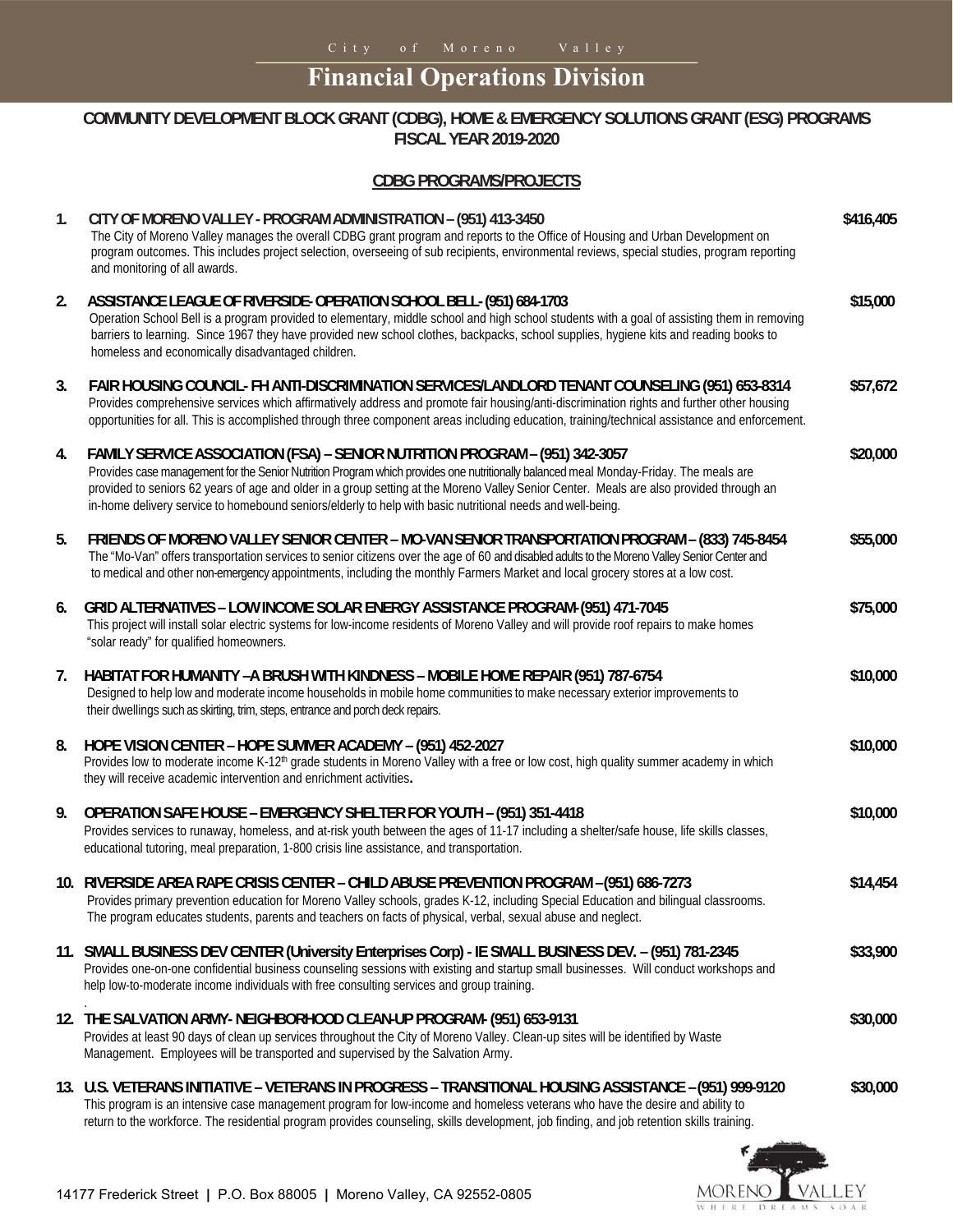City of Moreno Valley

# Financial Operations Division

## COMMUNITY DEVELOPMENT BLOCK GRANT (CDBG), HOME & EMERGENCY SOLUTIONS GRANT (ESG) PROGRAMS FISCAL YEAR 2019-2020

### CDBG PROGRAMS/PROJECTS

1. **CITY OF MORENO VALLEY - PROGRAM ADMINISTRATION – (951) 413-3450** **$416,405**
   The City of Moreno Valley manages the overall CDBG grant program and reports to the Office of Housing and Urban Development on program outcomes. This includes project selection, overseeing of sub recipients, environmental reviews, special studies, program reporting and monitoring of all awards.

2. **ASSISTANCE LEAGUE OF RIVERSIDE- OPERATION SCHOOL BELL- (951) 684-1703** **$15,000**
   Operation School Bell is a program provided to elementary, middle school and high school students with a goal of assisting them in removing barriers to learning. Since 1967 they have provided new school clothes, backpacks, school supplies, hygiene kits and reading books to homeless and economically disadvantaged children.

3. **FAIR HOUSING COUNCIL- FH ANTI-DISCRIMINATION SERVICES/LANDLORD TENANT COUNSELING (951) 653-8314** **$57,672**
   Provides comprehensive services which affirmatively address and promote fair housing/anti-discrimination rights and further other housing opportunities for all. This is accomplished through three component areas including education, training/technical assistance and enforcement.

4. **FAMILY SERVICE ASSOCIATION (FSA) – SENIOR NUTRITION PROGRAM – (951) 342-3057** **$20,000**
   Provides case management for the Senior Nutrition Program which provides one nutritionally balanced meal Monday-Friday. The meals are provided to seniors 62 years of age and older in a group setting at the Moreno Valley Senior Center. Meals are also provided through an in-home delivery service to homebound seniors/elderly to help with basic nutritional needs and well-being.

5. **FRIENDS OF MORENO VALLEY SENIOR CENTER – MO-VAN SENIOR TRANSPORTATION PROGRAM – (833) 745-8454** **$55,000**
   The "Mo-Van" offers transportation services to senior citizens over the age of 60 and disabled adults to the Moreno Valley Senior Center and to medical and other non-emergency appointments, including the monthly Farmers Market and local grocery stores at a low cost.

6. **GRID ALTERNATIVES – LOW INCOME SOLAR ENERGY ASSISTANCE PROGRAM- (951) 471-7045** **$75,000**
   This project will install solar electric systems for low-income residents of Moreno Valley and will provide roof repairs to make homes "solar ready" for qualified homeowners.

7. **HABITAT FOR HUMANITY –A BRUSH WITH KINDNESS – MOBILE HOME REPAIR (951) 787-6754** **$10,000**
   Designed to help low and moderate income households in mobile home communities to make necessary exterior improvements to their dwellings such as skirting, trim, steps, entrance and porch deck repairs.

8. **HOPE VISION CENTER – HOPE SUMMER ACADEMY – (951) 452-2027** **$10,000**
   Provides low to moderate income K-12th grade students in Moreno Valley with a free or low cost, high quality summer academy in which they will receive academic intervention and enrichment activities**.**

9. **OPERATION SAFE HOUSE – EMERGENCY SHELTER FOR YOUTH – (951) 351-4418** **$10,000**
   Provides services to runaway, homeless, and at-risk youth between the ages of 11-17 including a shelter/safe house, life skills classes, educational tutoring, meal preparation, 1-800 crisis line assistance, and transportation.

10. **RIVERSIDE AREA RAPE CRISIS CENTER – CHILD ABUSE PREVENTION PROGRAM –(951) 686-7273** **$14,454**
    Provides primary prevention education for Moreno Valley schools, grades K-12, including Special Education and bilingual classrooms. The program educates students, parents and teachers on facts of physical, verbal, sexual abuse and neglect.

11. **SMALL BUSINESS DEV CENTER (University Enterprises Corp) - IE SMALL BUSINESS DEV. – (951) 781-2345** **$33,900**
    Provides one-on-one confidential business counseling sessions with existing and startup small businesses. Will conduct workshops and help low-to-moderate income individuals with free consulting services and group training.

12. **THE SALVATION ARMY- NEIGHBORHOOD CLEAN-UP PROGRAM- (951) 653-9131** **$30,000**
    Provides at least 90 days of clean up services throughout the City of Moreno Valley. Clean-up sites will be identified by Waste Management. Employees will be transported and supervised by the Salvation Army.

13. **U.S. VETERANS INITIATIVE – VETERANS IN PROGRESS – TRANSITIONAL HOUSING ASSISTANCE – (951) 999-9120** **$30,000**
    This program is an intensive case management program for low-income and homeless veterans who have the desire and ability to return to the workforce. The residential program provides counseling, skills development, job finding, and job retention skills training.

14177 Frederick Street | P.O. Box 88005 | Moreno Valley, CA 92552-0805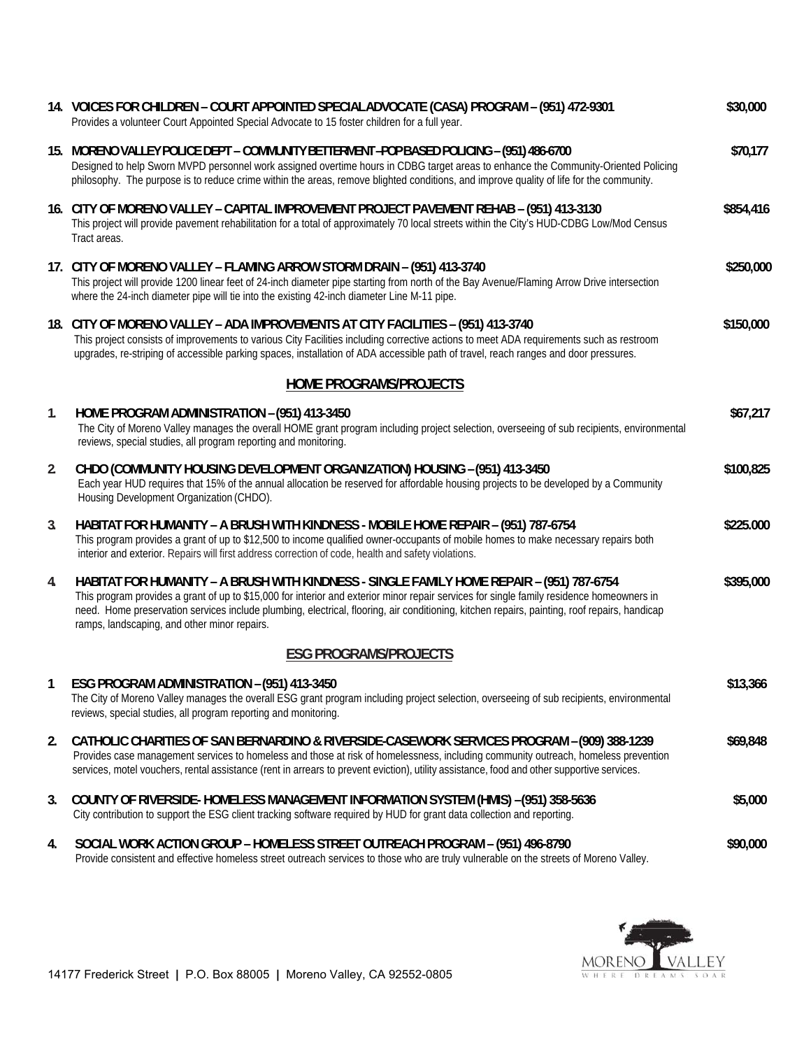14. **VOICES FOR CHILDREN – COURT APPOINTED SPECIAL ADVOCATE (CASA) PROGRAM – (951) 472-9301** **$30,000**
    Provides a volunteer Court Appointed Special Advocate to 15 foster children for a full year.

15. **MORENO VALLEY POLICE DEPT – COMMUNITY BETTERMENT –POP BASED POLICING – (951) 486-6700** **$70,177**
    Designed to help Sworn MVPD personnel work assigned overtime hours in CDBG target areas to enhance the Community-Oriented Policing philosophy. The purpose is to reduce crime within the areas, remove blighted conditions, and improve quality of life for the community.

16. **CITY OF MORENO VALLEY – CAPITAL IMPROVEMENT PROJECT PAVEMENT REHAB – (951) 413-3130** **$854,416**
    This project will provide pavement rehabilitation for a total of approximately 70 local streets within the City's HUD-CDBG Low/Mod Census Tract areas.

17. **CITY OF MORENO VALLEY – FLAMING ARROW STORM DRAIN – (951) 413-3740** **$250,000**
    This project will provide 1200 linear feet of 24-inch diameter pipe starting from north of the Bay Avenue/Flaming Arrow Drive intersection where the 24-inch diameter pipe will tie into the existing 42-inch diameter Line M-11 pipe.

18. **CITY OF MORENO VALLEY – ADA IMPROVEMENTS AT CITY FACILITIES – (951) 413-3740** **$150,000**
    This project consists of improvements to various City Facilities including corrective actions to meet ADA requirements such as restroom upgrades, re-striping of accessible parking spaces, installation of ADA accessible path of travel, reach ranges and door pressures.

## HOME PROGRAMS/PROJECTS

1. **HOME PROGRAM ADMINISTRATION – (951) 413-3450** **$67,217**
   The City of Moreno Valley manages the overall HOME grant program including project selection, overseeing of sub recipients, environmental reviews, special studies, all program reporting and monitoring.

2. **CHDO (COMMUNITY HOUSING DEVELOPMENT ORGANIZATION) HOUSING – (951) 413-3450** **$100,825**
   Each year HUD requires that 15% of the annual allocation be reserved for affordable housing projects to be developed by a Community Housing Development Organization (CHDO).

3. **HABITAT FOR HUMANITY – A BRUSH WITH KINDNESS - MOBILE HOME REPAIR – (951) 787-6754** **$225.000**
   This program provides a grant of up to $12,500 to income qualified owner-occupants of mobile homes to make necessary repairs both interior and exterior. Repairs will first address correction of code, health and safety violations.

4. **HABITAT FOR HUMANITY – A BRUSH WITH KINDNESS - SINGLE FAMILY HOME REPAIR – (951) 787-6754** **$395,000**
   This program provides a grant of up to $15,000 for interior and exterior minor repair services for single family residence homeowners in need. Home preservation services include plumbing, electrical, flooring, air conditioning, kitchen repairs, painting, roof repairs, handicap ramps, landscaping, and other minor repairs.

## ESG PROGRAMS/PROJECTS

1. **ESG PROGRAM ADMINISTRATION – (951) 413-3450** **$13,366**
   The City of Moreno Valley manages the overall ESG grant program including project selection, overseeing of sub recipients, environmental reviews, special studies, all program reporting and monitoring.

2. **CATHOLIC CHARITIES OF SAN BERNARDINO & RIVERSIDE-CASEWORK SERVICES PROGRAM – (909) 388-1239** **$69,848**
   Provides case management services to homeless and those at risk of homelessness, including community outreach, homeless prevention services, motel vouchers, rental assistance (rent in arrears to prevent eviction), utility assistance, food and other supportive services.

3. **COUNTY OF RIVERSIDE- HOMELESS MANAGEMENT INFORMATION SYSTEM (HMIS) –(951) 358-5636** **$5,000**
   City contribution to support the ESG client tracking software required by HUD for grant data collection and reporting.

4. **SOCIAL WORK ACTION GROUP – HOMELESS STREET OUTREACH PROGRAM – (951) 496-8790** **$90,000**
   Provide consistent and effective homeless street outreach services to those who are truly vulnerable on the streets of Moreno Valley.

14177 Frederick Street | P.O. Box 88005 | Moreno Valley, CA 92552-0805